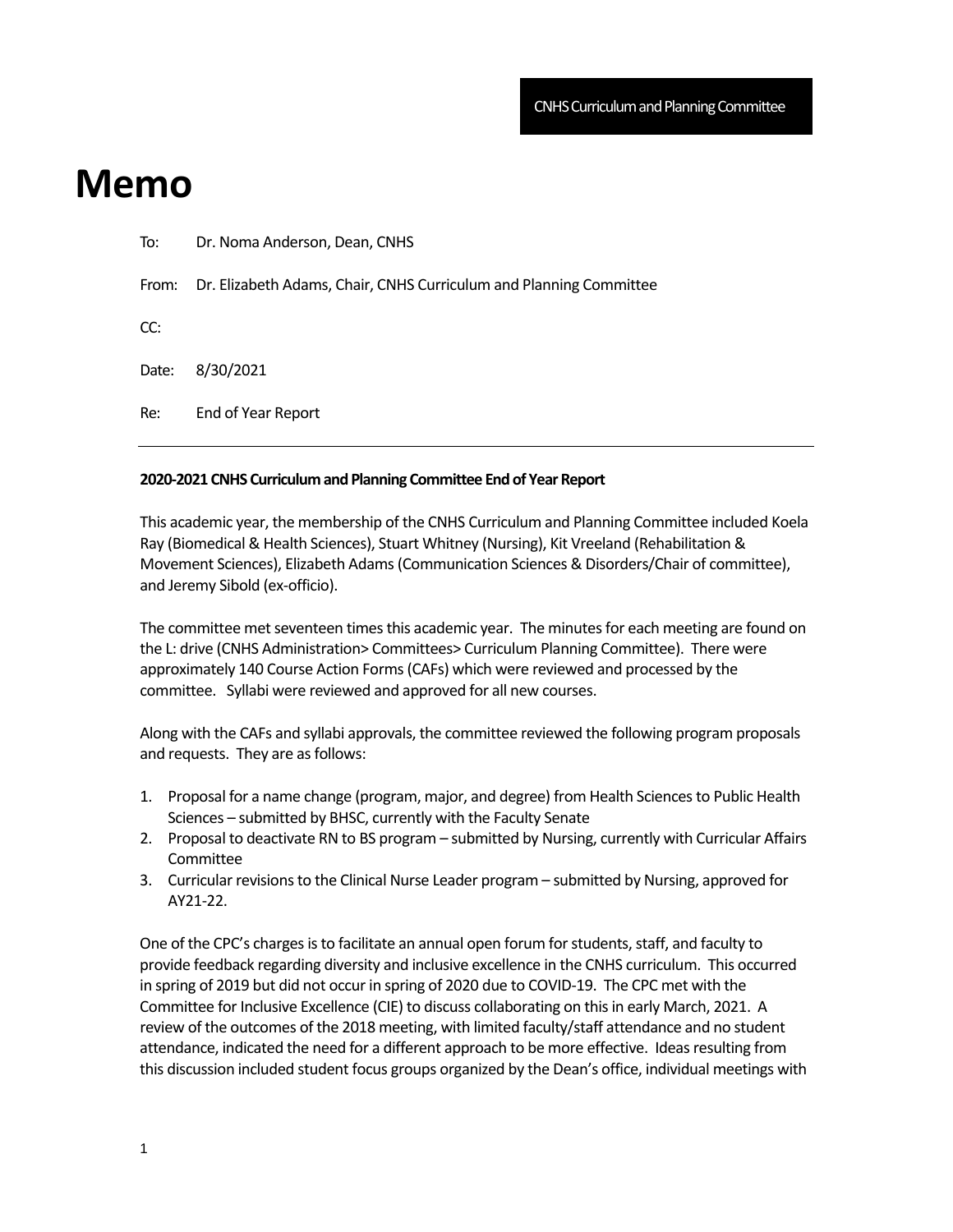CNHS Curriculum and Planning Committee

# Memo

To: Dr. Noma Anderson, Dean, CNHS

From: Dr. Elizabeth Adams, Chair, CNHS Curriculum and Planning Committee

CC:

Date: 8/30/2021

Re: End of Year Report

---

**2020-2021 CNHS Curriculum and Planning Committee End of Year Report**

This academic year, the membership of the CNHS Curriculum and Planning Committee included Koela Ray (Biomedical & Health Sciences), Stuart Whitney (Nursing), Kit Vreeland (Rehabilitation & Movement Sciences), Elizabeth Adams (Communication Sciences & Disorders/Chair of committee), and Jeremy Sibold (ex-officio).

The committee met seventeen times this academic year. The minutes for each meeting are found on the L: drive (CNHS Administration> Committees> Curriculum Planning Committee). There were approximately 140 Course Action Forms (CAFs) which were reviewed and processed by the committee. Syllabi were reviewed and approved for all new courses.

Along with the CAFs and syllabi approvals, the committee reviewed the following program proposals and requests. They are as follows:

1. Proposal for a name change (program, major, and degree) from Health Sciences to Public Health Sciences – submitted by BHSC, currently with the Faculty Senate
2. Proposal to deactivate RN to BS program – submitted by Nursing, currently with Curricular Affairs Committee
3. Curricular revisions to the Clinical Nurse Leader program – submitted by Nursing, approved for AY21-22.

One of the CPC's charges is to facilitate an annual open forum for students, staff, and faculty to provide feedback regarding diversity and inclusive excellence in the CNHS curriculum. This occurred in spring of 2019 but did not occur in spring of 2020 due to COVID-19. The CPC met with the Committee for Inclusive Excellence (CIE) to discuss collaborating on this in early March, 2021. A review of the outcomes of the 2018 meeting, with limited faculty/staff attendance and no student attendance, indicated the need for a different approach to be more effective. Ideas resulting from this discussion included student focus groups organized by the Dean's office, individual meetings with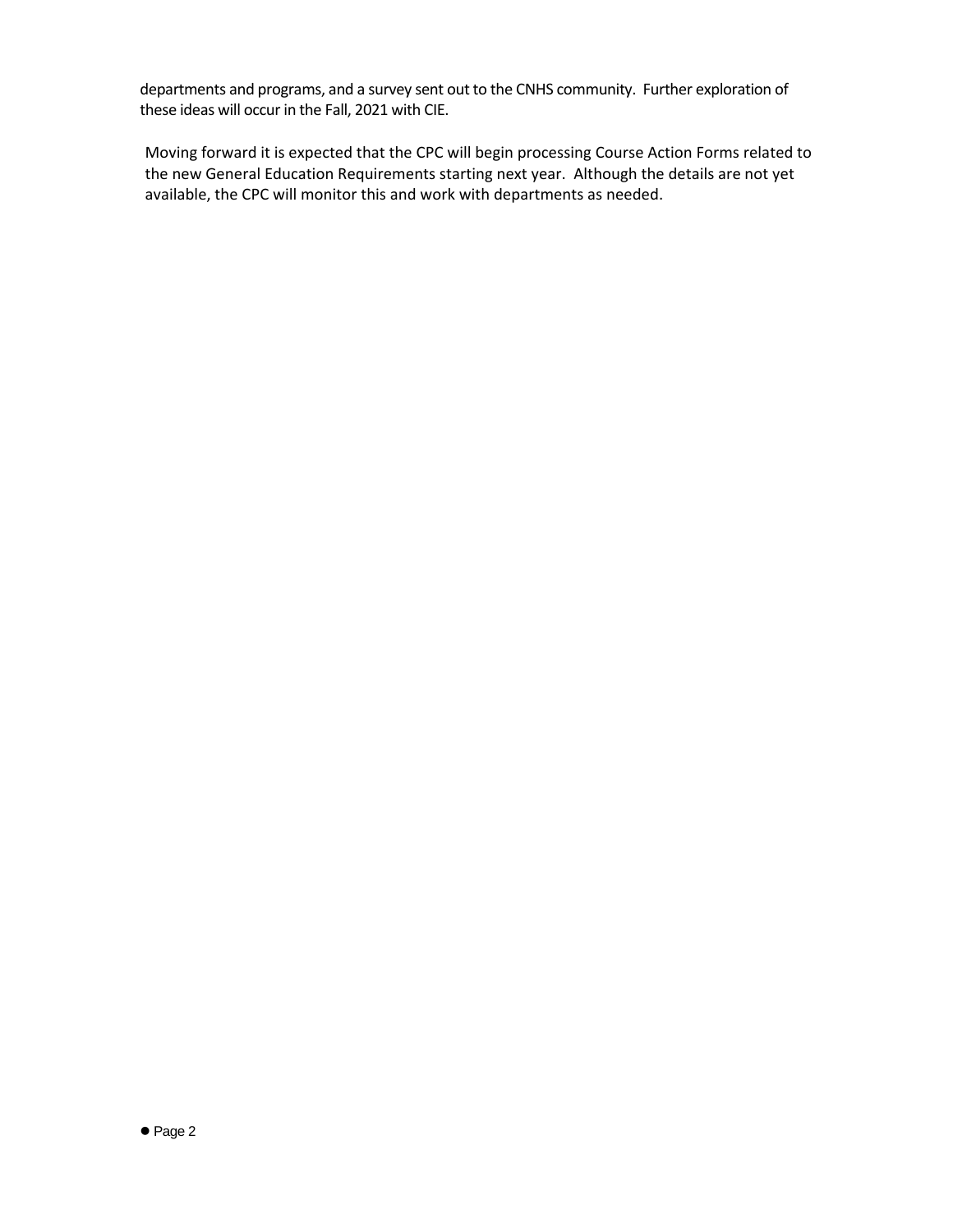departments and programs, and a survey sent out to the CNHS community. Further exploration of these ideas will occur in the Fall, 2021 with CIE.

Moving forward it is expected that the CPC will begin processing Course Action Forms related to the new General Education Requirements starting next year. Although the details are not yet available, the CPC will monitor this and work with departments as needed.